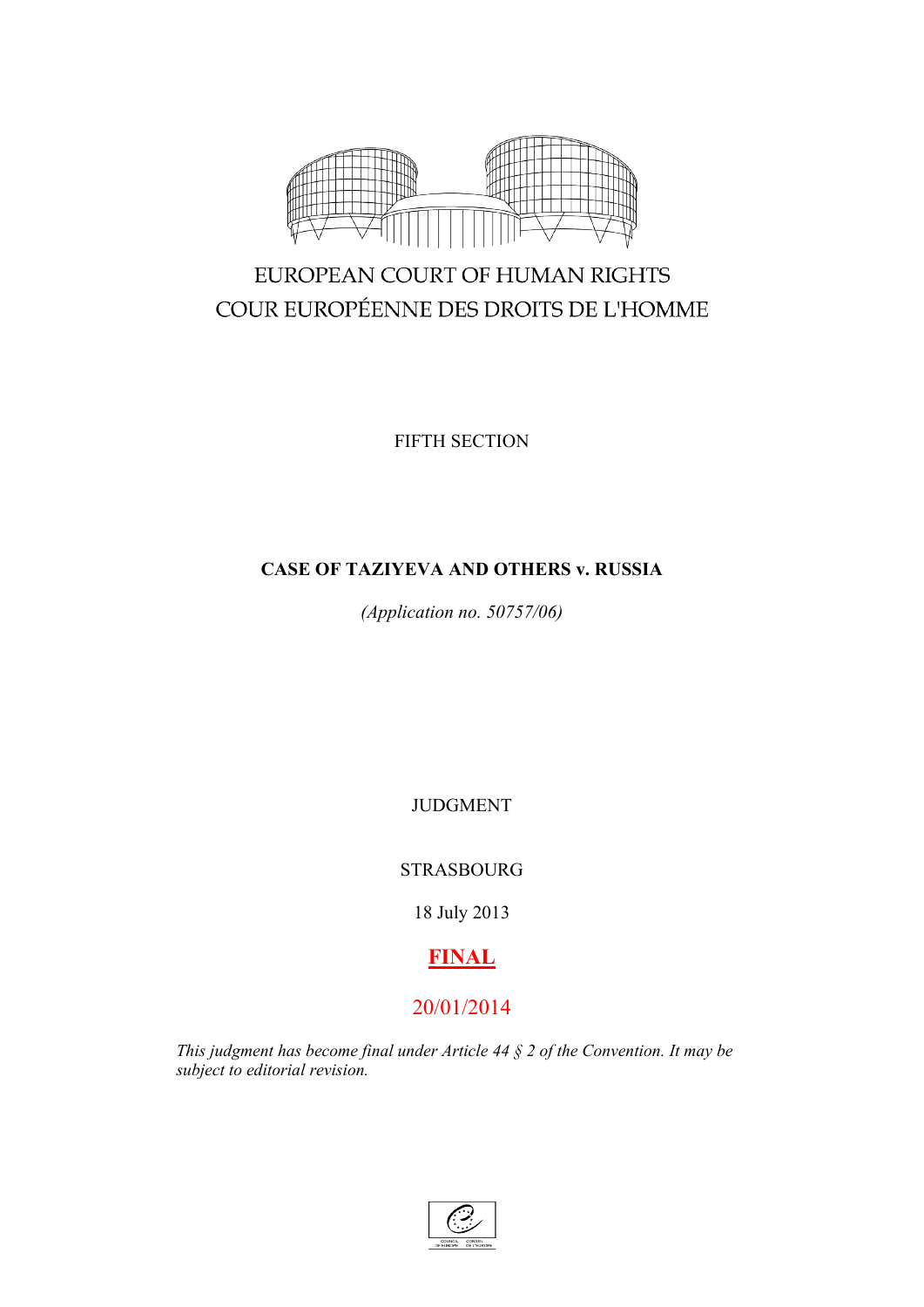EUROPEAN COURT OF HUMAN RIGHTS

COUR EUROPÉENNE DES DROITS DE L'HOMME

FIFTH SECTION

**CASE OF TAZIYEVA AND OTHERS v. RUSSIA**

*(Application no. 50757/06)*

JUDGMENT

STRASBOURG

18 July 2013

**FINAL**

20/01/2014

*This judgment has become final under Article 44 § 2 of the Convention. It may be subject to editorial revision.*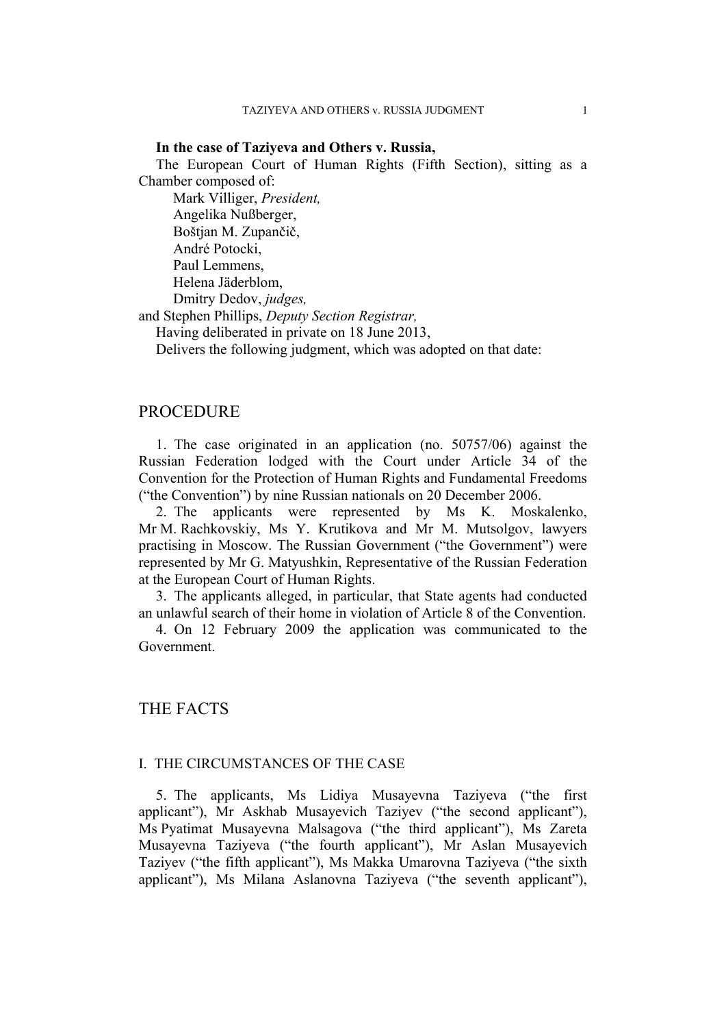**In the case of Taziyeva and Others v. Russia,**

The European Court of Human Rights (Fifth Section), sitting as a Chamber composed of:

Mark Villiger, *President,*
Angelika Nußberger,
Boštjan M. Zupančič,
André Potocki,
Paul Lemmens,
Helena Jäderblom,
Dmitry Dedov, *judges,*
and Stephen Phillips, *Deputy Section Registrar,*

Having deliberated in private on 18 June 2013,

Delivers the following judgment, which was adopted on that date:

# PROCEDURE

1. The case originated in an application (no. 50757/06) against the Russian Federation lodged with the Court under Article 34 of the Convention for the Protection of Human Rights and Fundamental Freedoms ("the Convention") by nine Russian nationals on 20 December 2006.

2. The applicants were represented by Ms K. Moskalenko, Mr M. Rachkovskiy, Ms Y. Krutikova and Mr M. Mutsolgov, lawyers practising in Moscow. The Russian Government ("the Government") were represented by Mr G. Matyushkin, Representative of the Russian Federation at the European Court of Human Rights.

3. The applicants alleged, in particular, that State agents had conducted an unlawful search of their home in violation of Article 8 of the Convention.

4. On 12 February 2009 the application was communicated to the Government.

# THE FACTS

## I. THE CIRCUMSTANCES OF THE CASE

5. The applicants, Ms Lidiya Musayevna Taziyeva ("the first applicant"), Mr Askhab Musayevich Taziyev ("the second applicant"), Ms Pyatimat Musayevna Malsagova ("the third applicant"), Ms Zareta Musayevna Taziyeva ("the fourth applicant"), Mr Aslan Musayevich Taziyev ("the fifth applicant"), Ms Makka Umarovna Taziyeva ("the sixth applicant"), Ms Milana Aslanovna Taziyeva ("the seventh applicant"),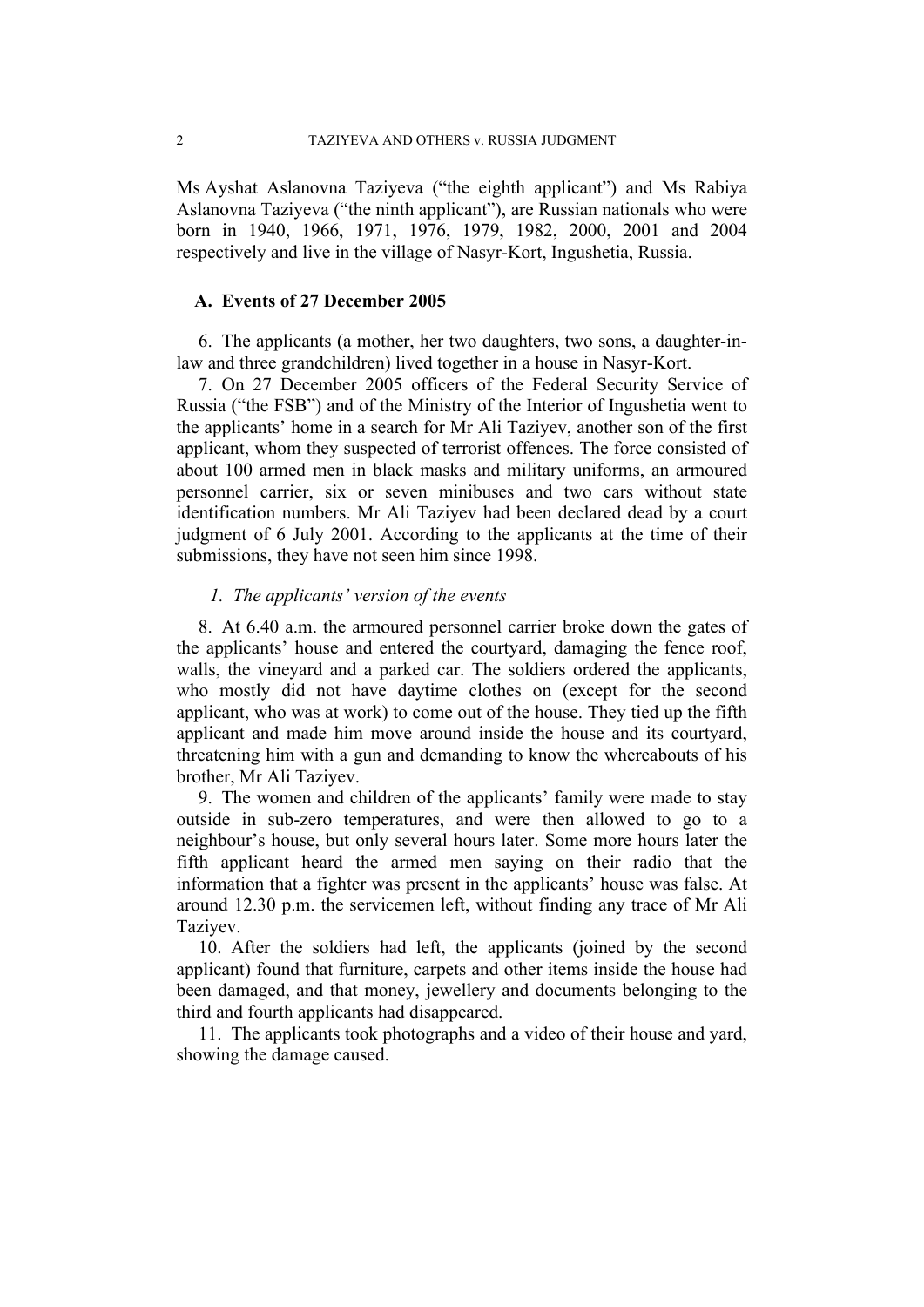Ms Ayshat Aslanovna Taziyeva ("the eighth applicant") and Ms Rabiya Aslanovna Taziyeva ("the ninth applicant"), are Russian nationals who were born in 1940, 1966, 1971, 1976, 1979, 1982, 2000, 2001 and 2004 respectively and live in the village of Nasyr-Kort, Ingushetia, Russia.

## A. Events of 27 December 2005

6. The applicants (a mother, her two daughters, two sons, a daughter-in-law and three grandchildren) lived together in a house in Nasyr-Kort.

7. On 27 December 2005 officers of the Federal Security Service of Russia ("the FSB") and of the Ministry of the Interior of Ingushetia went to the applicants' home in a search for Mr Ali Taziyev, another son of the first applicant, whom they suspected of terrorist offences. The force consisted of about 100 armed men in black masks and military uniforms, an armoured personnel carrier, six or seven minibuses and two cars without state identification numbers. Mr Ali Taziyev had been declared dead by a court judgment of 6 July 2001. According to the applicants at the time of their submissions, they have not seen him since 1998.

### *1. The applicants' version of the events*

8. At 6.40 a.m. the armoured personnel carrier broke down the gates of the applicants' house and entered the courtyard, damaging the fence roof, walls, the vineyard and a parked car. The soldiers ordered the applicants, who mostly did not have daytime clothes on (except for the second applicant, who was at work) to come out of the house. They tied up the fifth applicant and made him move around inside the house and its courtyard, threatening him with a gun and demanding to know the whereabouts of his brother, Mr Ali Taziyev.

9. The women and children of the applicants' family were made to stay outside in sub-zero temperatures, and were then allowed to go to a neighbour's house, but only several hours later. Some more hours later the fifth applicant heard the armed men saying on their radio that the information that a fighter was present in the applicants' house was false. At around 12.30 p.m. the servicemen left, without finding any trace of Mr Ali Taziyev.

10. After the soldiers had left, the applicants (joined by the second applicant) found that furniture, carpets and other items inside the house had been damaged, and that money, jewellery and documents belonging to the third and fourth applicants had disappeared.

11. The applicants took photographs and a video of their house and yard, showing the damage caused.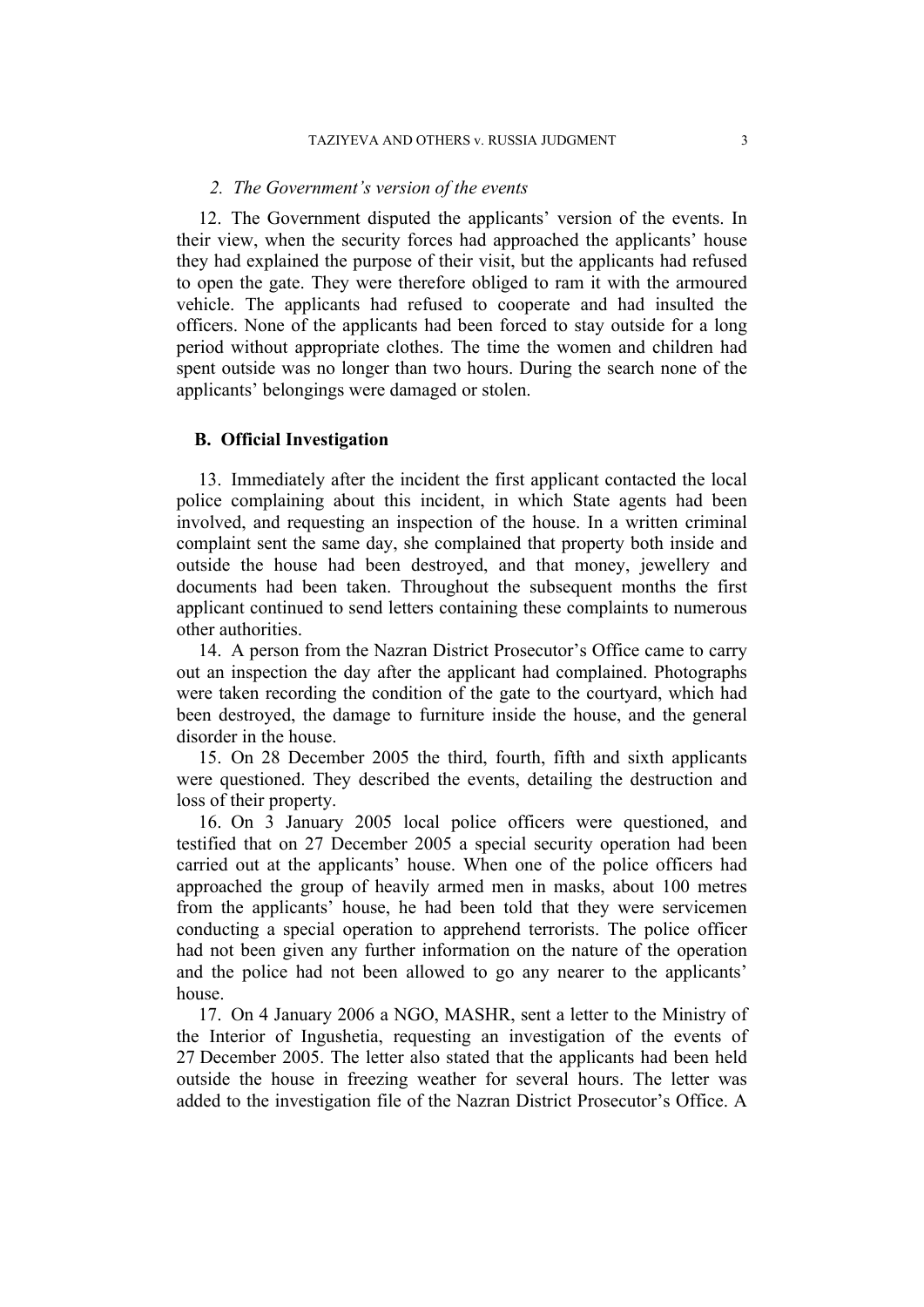### *2. The Government's version of the events*

12. The Government disputed the applicants' version of the events. In their view, when the security forces had approached the applicants' house they had explained the purpose of their visit, but the applicants had refused to open the gate. They were therefore obliged to ram it with the armoured vehicle. The applicants had refused to cooperate and had insulted the officers. None of the applicants had been forced to stay outside for a long period without appropriate clothes. The time the women and children had spent outside was no longer than two hours. During the search none of the applicants' belongings were damaged or stolen.

## B. Official Investigation

13. Immediately after the incident the first applicant contacted the local police complaining about this incident, in which State agents had been involved, and requesting an inspection of the house. In a written criminal complaint sent the same day, she complained that property both inside and outside the house had been destroyed, and that money, jewellery and documents had been taken. Throughout the subsequent months the first applicant continued to send letters containing these complaints to numerous other authorities.

14. A person from the Nazran District Prosecutor's Office came to carry out an inspection the day after the applicant had complained. Photographs were taken recording the condition of the gate to the courtyard, which had been destroyed, the damage to furniture inside the house, and the general disorder in the house.

15. On 28 December 2005 the third, fourth, fifth and sixth applicants were questioned. They described the events, detailing the destruction and loss of their property.

16. On 3 January 2005 local police officers were questioned, and testified that on 27 December 2005 a special security operation had been carried out at the applicants' house. When one of the police officers had approached the group of heavily armed men in masks, about 100 metres from the applicants' house, he had been told that they were servicemen conducting a special operation to apprehend terrorists. The police officer had not been given any further information on the nature of the operation and the police had not been allowed to go any nearer to the applicants' house.

17. On 4 January 2006 a NGO, MASHR, sent a letter to the Ministry of the Interior of Ingushetia, requesting an investigation of the events of 27 December 2005. The letter also stated that the applicants had been held outside the house in freezing weather for several hours. The letter was added to the investigation file of the Nazran District Prosecutor's Office. A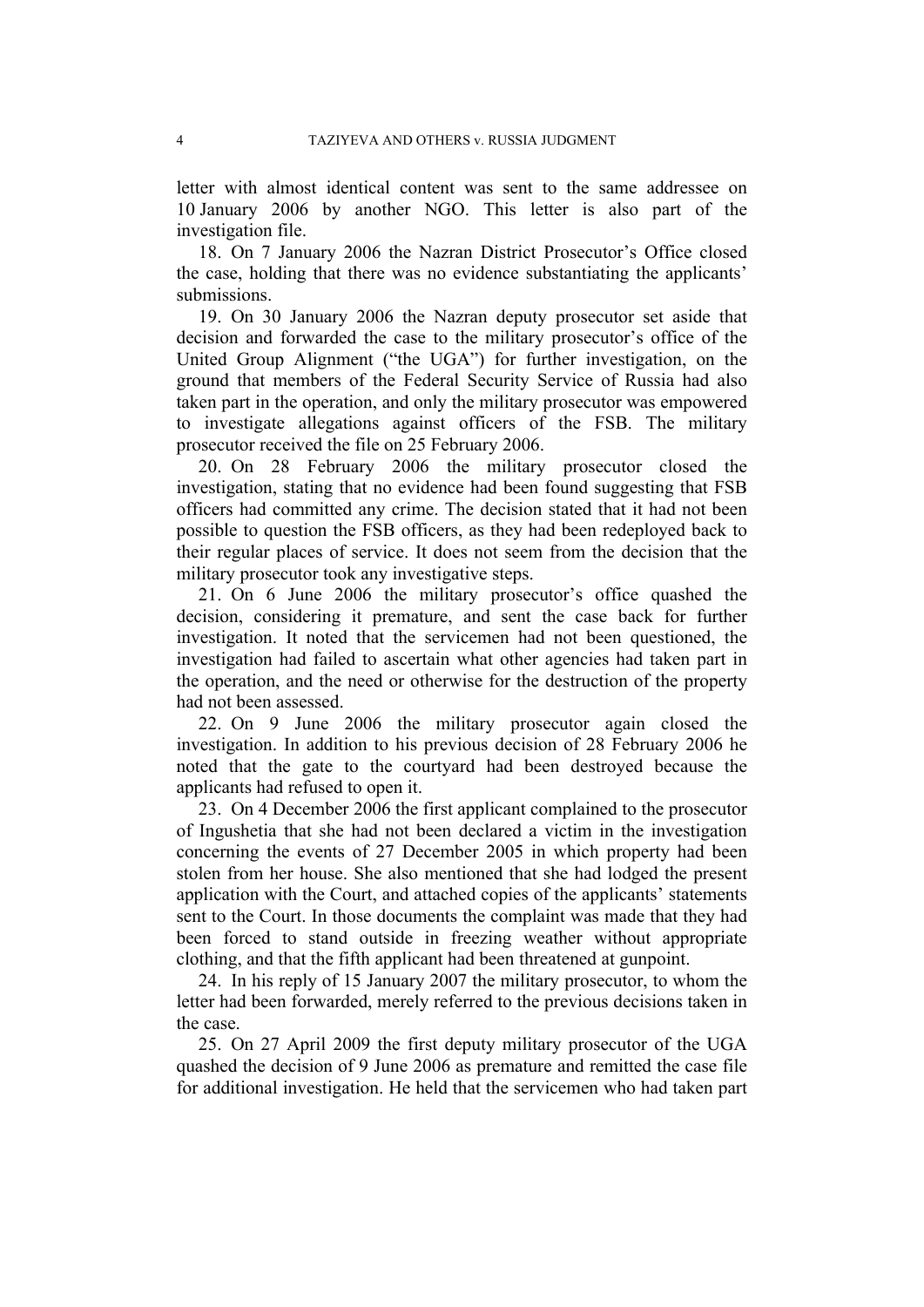letter with almost identical content was sent to the same addressee on 10 January 2006 by another NGO. This letter is also part of the investigation file.

18. On 7 January 2006 the Nazran District Prosecutor's Office closed the case, holding that there was no evidence substantiating the applicants' submissions.

19. On 30 January 2006 the Nazran deputy prosecutor set aside that decision and forwarded the case to the military prosecutor's office of the United Group Alignment ("the UGA") for further investigation, on the ground that members of the Federal Security Service of Russia had also taken part in the operation, and only the military prosecutor was empowered to investigate allegations against officers of the FSB. The military prosecutor received the file on 25 February 2006.

20. On 28 February 2006 the military prosecutor closed the investigation, stating that no evidence had been found suggesting that FSB officers had committed any crime. The decision stated that it had not been possible to question the FSB officers, as they had been redeployed back to their regular places of service. It does not seem from the decision that the military prosecutor took any investigative steps.

21. On 6 June 2006 the military prosecutor's office quashed the decision, considering it premature, and sent the case back for further investigation. It noted that the servicemen had not been questioned, the investigation had failed to ascertain what other agencies had taken part in the operation, and the need or otherwise for the destruction of the property had not been assessed.

22. On 9 June 2006 the military prosecutor again closed the investigation. In addition to his previous decision of 28 February 2006 he noted that the gate to the courtyard had been destroyed because the applicants had refused to open it.

23. On 4 December 2006 the first applicant complained to the prosecutor of Ingushetia that she had not been declared a victim in the investigation concerning the events of 27 December 2005 in which property had been stolen from her house. She also mentioned that she had lodged the present application with the Court, and attached copies of the applicants' statements sent to the Court. In those documents the complaint was made that they had been forced to stand outside in freezing weather without appropriate clothing, and that the fifth applicant had been threatened at gunpoint.

24. In his reply of 15 January 2007 the military prosecutor, to whom the letter had been forwarded, merely referred to the previous decisions taken in the case.

25. On 27 April 2009 the first deputy military prosecutor of the UGA quashed the decision of 9 June 2006 as premature and remitted the case file for additional investigation. He held that the servicemen who had taken part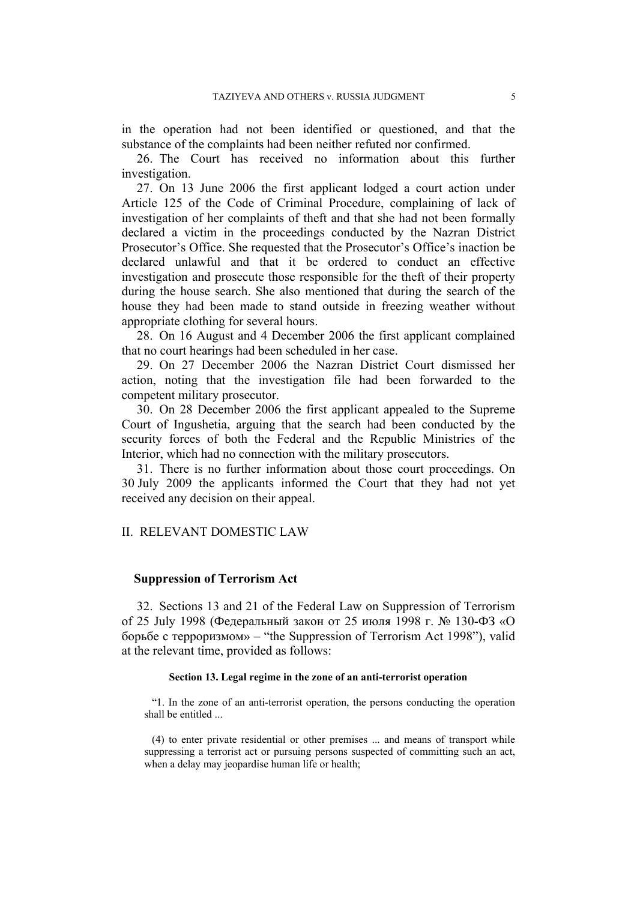in the operation had not been identified or questioned, and that the substance of the complaints had been neither refuted nor confirmed.

26. The Court has received no information about this further investigation.

27. On 13 June 2006 the first applicant lodged a court action under Article 125 of the Code of Criminal Procedure, complaining of lack of investigation of her complaints of theft and that she had not been formally declared a victim in the proceedings conducted by the Nazran District Prosecutor's Office. She requested that the Prosecutor's Office's inaction be declared unlawful and that it be ordered to conduct an effective investigation and prosecute those responsible for the theft of their property during the house search. She also mentioned that during the search of the house they had been made to stand outside in freezing weather without appropriate clothing for several hours.

28. On 16 August and 4 December 2006 the first applicant complained that no court hearings had been scheduled in her case.

29. On 27 December 2006 the Nazran District Court dismissed her action, noting that the investigation file had been forwarded to the competent military prosecutor.

30. On 28 December 2006 the first applicant appealed to the Supreme Court of Ingushetia, arguing that the search had been conducted by the security forces of both the Federal and the Republic Ministries of the Interior, which had no connection with the military prosecutors.

31. There is no further information about those court proceedings. On 30 July 2009 the applicants informed the Court that they had not yet received any decision on their appeal.

## II. RELEVANT DOMESTIC LAW

### Suppression of Terrorism Act

32. Sections 13 and 21 of the Federal Law on Suppression of Terrorism of 25 July 1998 (Федеральный закон от 25 июля 1998 г. № 130-ФЗ «О борьбе с терроризмом» – "the Suppression of Terrorism Act 1998"), valid at the relevant time, provided as follows:

**Section 13. Legal regime in the zone of an anti-terrorist operation**

"1. In the zone of an anti-terrorist operation, the persons conducting the operation shall be entitled ...

(4) to enter private residential or other premises ... and means of transport while suppressing a terrorist act or pursuing persons suspected of committing such an act, when a delay may jeopardise human life or health;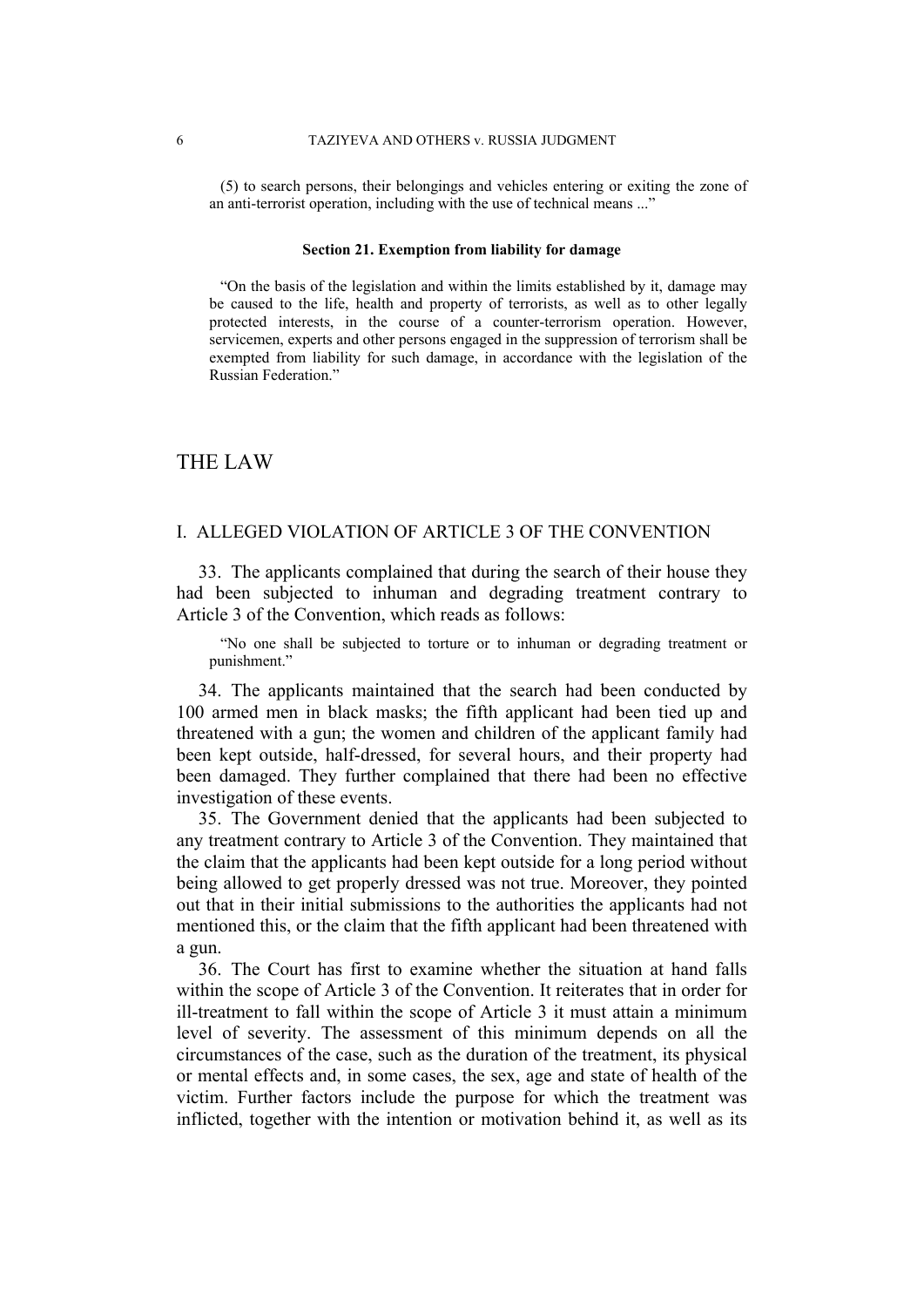(5) to search persons, their belongings and vehicles entering or exiting the zone of an anti-terrorist operation, including with the use of technical means ...”

**Section 21. Exemption from liability for damage**

“On the basis of the legislation and within the limits established by it, damage may be caused to the life, health and property of terrorists, as well as to other legally protected interests, in the course of a counter-terrorism operation. However, servicemen, experts and other persons engaged in the suppression of terrorism shall be exempted from liability for such damage, in accordance with the legislation of the Russian Federation.”

# THE LAW

## I. ALLEGED VIOLATION OF ARTICLE 3 OF THE CONVENTION

33. The applicants complained that during the search of their house they had been subjected to inhuman and degrading treatment contrary to Article 3 of the Convention, which reads as follows:

> “No one shall be subjected to torture or to inhuman or degrading treatment or punishment.”

34. The applicants maintained that the search had been conducted by 100 armed men in black masks; the fifth applicant had been tied up and threatened with a gun; the women and children of the applicant family had been kept outside, half-dressed, for several hours, and their property had been damaged. They further complained that there had been no effective investigation of these events.

35. The Government denied that the applicants had been subjected to any treatment contrary to Article 3 of the Convention. They maintained that the claim that the applicants had been kept outside for a long period without being allowed to get properly dressed was not true. Moreover, they pointed out that in their initial submissions to the authorities the applicants had not mentioned this, or the claim that the fifth applicant had been threatened with a gun.

36. The Court has first to examine whether the situation at hand falls within the scope of Article 3 of the Convention. It reiterates that in order for ill-treatment to fall within the scope of Article 3 it must attain a minimum level of severity. The assessment of this minimum depends on all the circumstances of the case, such as the duration of the treatment, its physical or mental effects and, in some cases, the sex, age and state of health of the victim. Further factors include the purpose for which the treatment was inflicted, together with the intention or motivation behind it, as well as its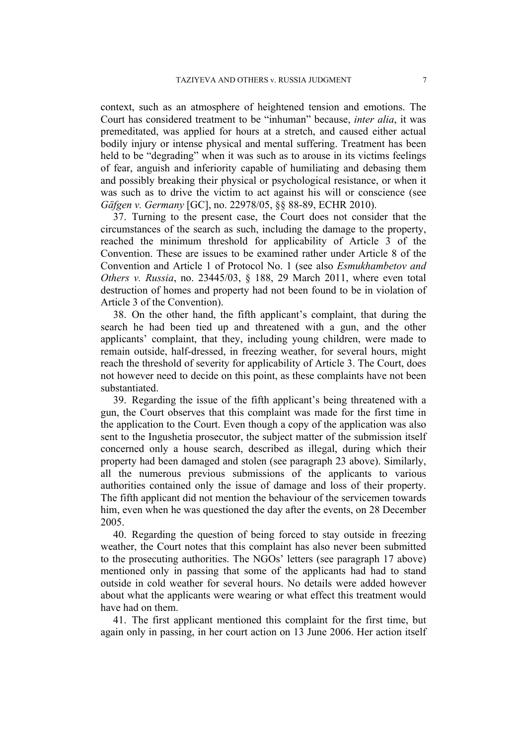context, such as an atmosphere of heightened tension and emotions. The Court has considered treatment to be "inhuman" because, *inter alia*, it was premeditated, was applied for hours at a stretch, and caused either actual bodily injury or intense physical and mental suffering. Treatment has been held to be "degrading" when it was such as to arouse in its victims feelings of fear, anguish and inferiority capable of humiliating and debasing them and possibly breaking their physical or psychological resistance, or when it was such as to drive the victim to act against his will or conscience (see *Gäfgen v. Germany* [GC], no. 22978/05, §§ 88-89, ECHR 2010).

37. Turning to the present case, the Court does not consider that the circumstances of the search as such, including the damage to the property, reached the minimum threshold for applicability of Article 3 of the Convention. These are issues to be examined rather under Article 8 of the Convention and Article 1 of Protocol No. 1 (see also *Esmukhambetov and Others v. Russia*, no. 23445/03, § 188, 29 March 2011, where even total destruction of homes and property had not been found to be in violation of Article 3 of the Convention).

38. On the other hand, the fifth applicant's complaint, that during the search he had been tied up and threatened with a gun, and the other applicants' complaint, that they, including young children, were made to remain outside, half-dressed, in freezing weather, for several hours, might reach the threshold of severity for applicability of Article 3. The Court, does not however need to decide on this point, as these complaints have not been substantiated.

39. Regarding the issue of the fifth applicant's being threatened with a gun, the Court observes that this complaint was made for the first time in the application to the Court. Even though a copy of the application was also sent to the Ingushetia prosecutor, the subject matter of the submission itself concerned only a house search, described as illegal, during which their property had been damaged and stolen (see paragraph 23 above). Similarly, all the numerous previous submissions of the applicants to various authorities contained only the issue of damage and loss of their property. The fifth applicant did not mention the behaviour of the servicemen towards him, even when he was questioned the day after the events, on 28 December 2005.

40. Regarding the question of being forced to stay outside in freezing weather, the Court notes that this complaint has also never been submitted to the prosecuting authorities. The NGOs' letters (see paragraph 17 above) mentioned only in passing that some of the applicants had had to stand outside in cold weather for several hours. No details were added however about what the applicants were wearing or what effect this treatment would have had on them.

41. The first applicant mentioned this complaint for the first time, but again only in passing, in her court action on 13 June 2006. Her action itself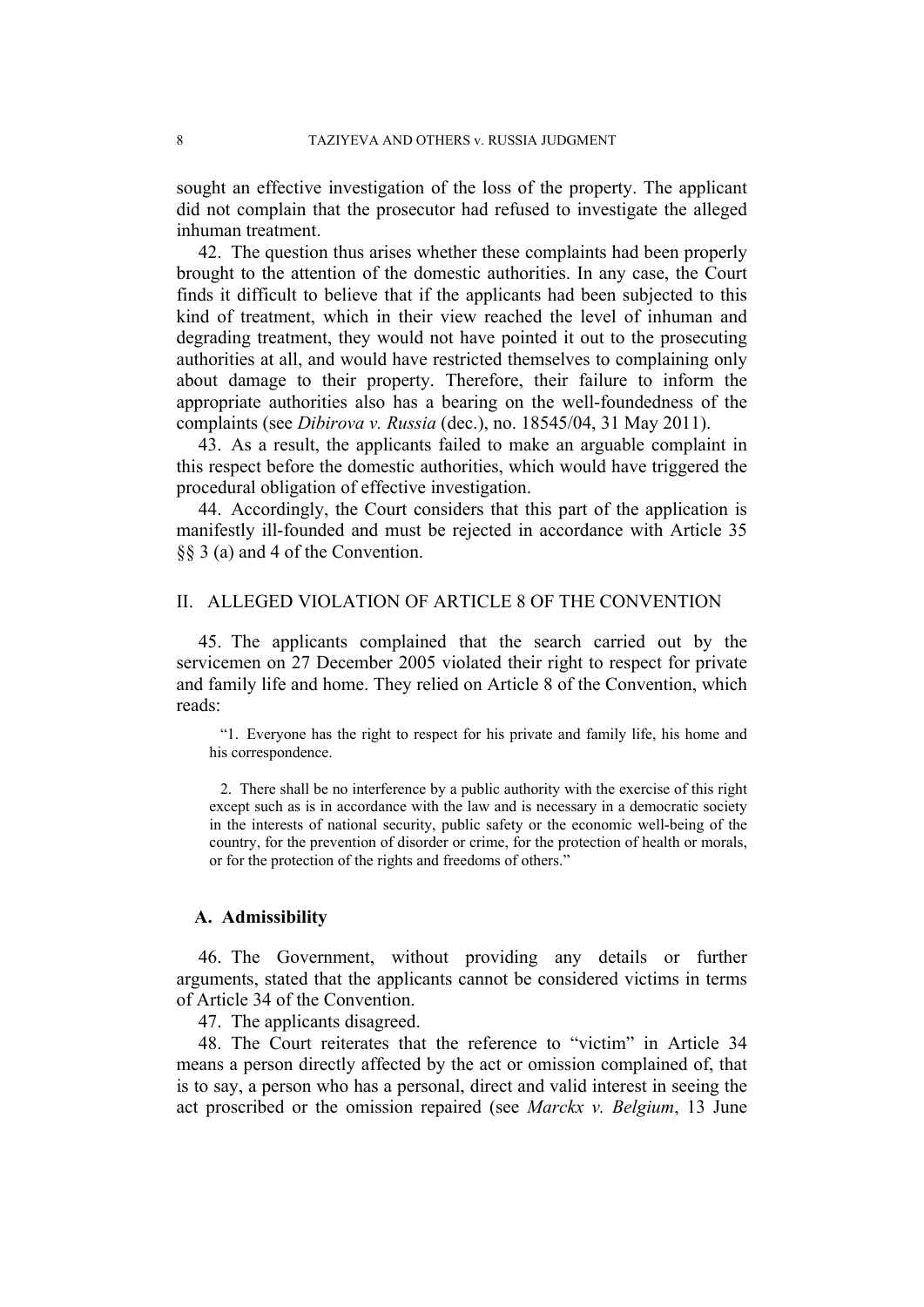sought an effective investigation of the loss of the property. The applicant did not complain that the prosecutor had refused to investigate the alleged inhuman treatment.

42. The question thus arises whether these complaints had been properly brought to the attention of the domestic authorities. In any case, the Court finds it difficult to believe that if the applicants had been subjected to this kind of treatment, which in their view reached the level of inhuman and degrading treatment, they would not have pointed it out to the prosecuting authorities at all, and would have restricted themselves to complaining only about damage to their property. Therefore, their failure to inform the appropriate authorities also has a bearing on the well-foundedness of the complaints (see *Dibirova v. Russia* (dec.), no. 18545/04, 31 May 2011).

43. As a result, the applicants failed to make an arguable complaint in this respect before the domestic authorities, which would have triggered the procedural obligation of effective investigation.

44. Accordingly, the Court considers that this part of the application is manifestly ill-founded and must be rejected in accordance with Article 35 §§ 3 (a) and 4 of the Convention.

## II. ALLEGED VIOLATION OF ARTICLE 8 OF THE CONVENTION

45. The applicants complained that the search carried out by the servicemen on 27 December 2005 violated their right to respect for private and family life and home. They relied on Article 8 of the Convention, which reads:

> "1. Everyone has the right to respect for his private and family life, his home and his correspondence.
>
> 2. There shall be no interference by a public authority with the exercise of this right except such as is in accordance with the law and is necessary in a democratic society in the interests of national security, public safety or the economic well-being of the country, for the prevention of disorder or crime, for the protection of health or morals, or for the protection of the rights and freedoms of others."

### A. Admissibility

46. The Government, without providing any details or further arguments, stated that the applicants cannot be considered victims in terms of Article 34 of the Convention.

47. The applicants disagreed.

48. The Court reiterates that the reference to "victim" in Article 34 means a person directly affected by the act or omission complained of, that is to say, a person who has a personal, direct and valid interest in seeing the act proscribed or the omission repaired (see *Marckx v. Belgium*, 13 June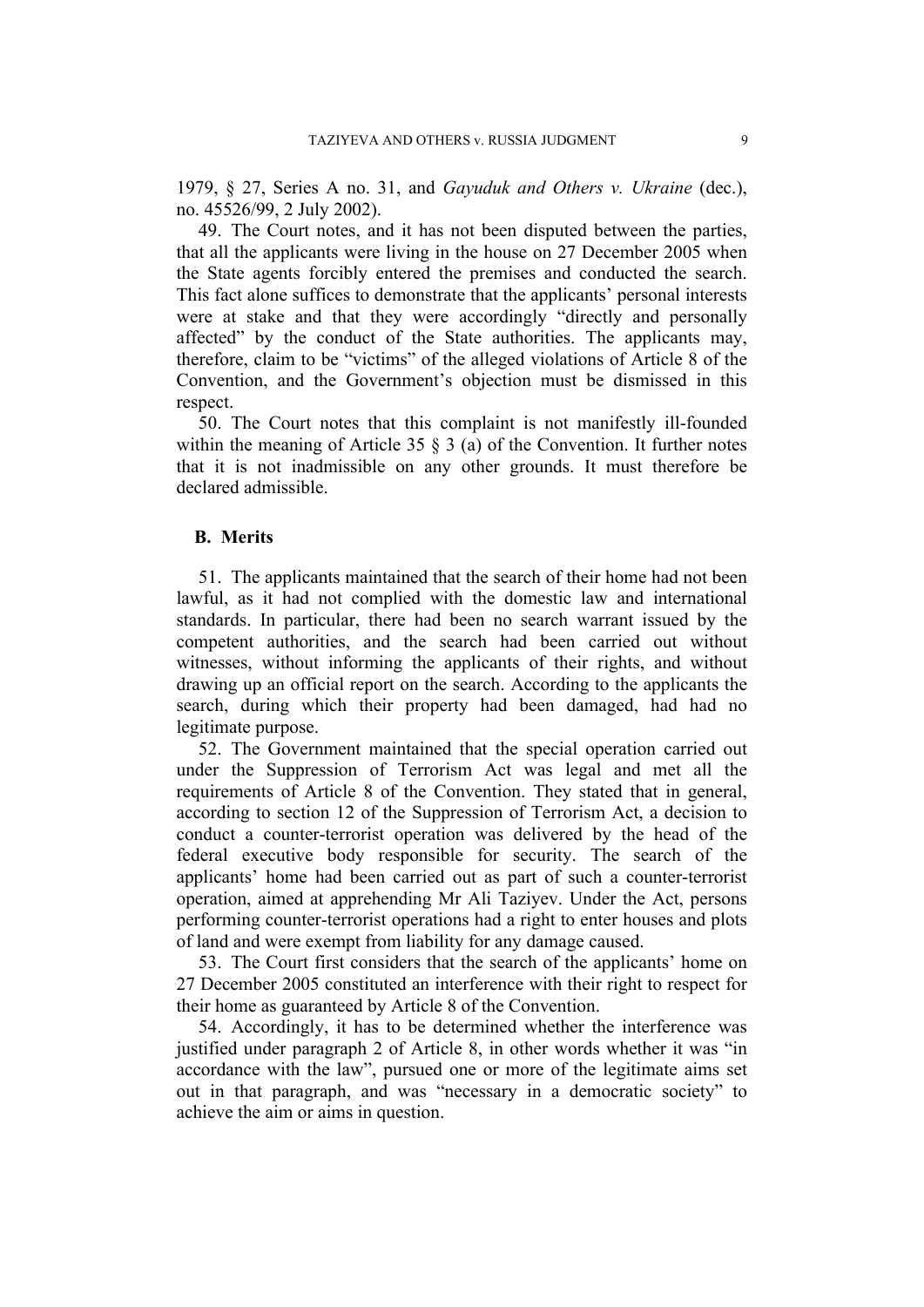1979, § 27, Series A no. 31, and *Gayuduk and Others v. Ukraine* (dec.), no. 45526/99, 2 July 2002).

49. The Court notes, and it has not been disputed between the parties, that all the applicants were living in the house on 27 December 2005 when the State agents forcibly entered the premises and conducted the search. This fact alone suffices to demonstrate that the applicants' personal interests were at stake and that they were accordingly "directly and personally affected" by the conduct of the State authorities. The applicants may, therefore, claim to be "victims" of the alleged violations of Article 8 of the Convention, and the Government's objection must be dismissed in this respect.

50. The Court notes that this complaint is not manifestly ill-founded within the meaning of Article 35 § 3 (a) of the Convention. It further notes that it is not inadmissible on any other grounds. It must therefore be declared admissible.

## B. Merits

51. The applicants maintained that the search of their home had not been lawful, as it had not complied with the domestic law and international standards. In particular, there had been no search warrant issued by the competent authorities, and the search had been carried out without witnesses, without informing the applicants of their rights, and without drawing up an official report on the search. According to the applicants the search, during which their property had been damaged, had had no legitimate purpose.

52. The Government maintained that the special operation carried out under the Suppression of Terrorism Act was legal and met all the requirements of Article 8 of the Convention. They stated that in general, according to section 12 of the Suppression of Terrorism Act, a decision to conduct a counter-terrorist operation was delivered by the head of the federal executive body responsible for security. The search of the applicants' home had been carried out as part of such a counter-terrorist operation, aimed at apprehending Mr Ali Taziyev. Under the Act, persons performing counter-terrorist operations had a right to enter houses and plots of land and were exempt from liability for any damage caused.

53. The Court first considers that the search of the applicants' home on 27 December 2005 constituted an interference with their right to respect for their home as guaranteed by Article 8 of the Convention.

54. Accordingly, it has to be determined whether the interference was justified under paragraph 2 of Article 8, in other words whether it was "in accordance with the law", pursued one or more of the legitimate aims set out in that paragraph, and was "necessary in a democratic society" to achieve the aim or aims in question.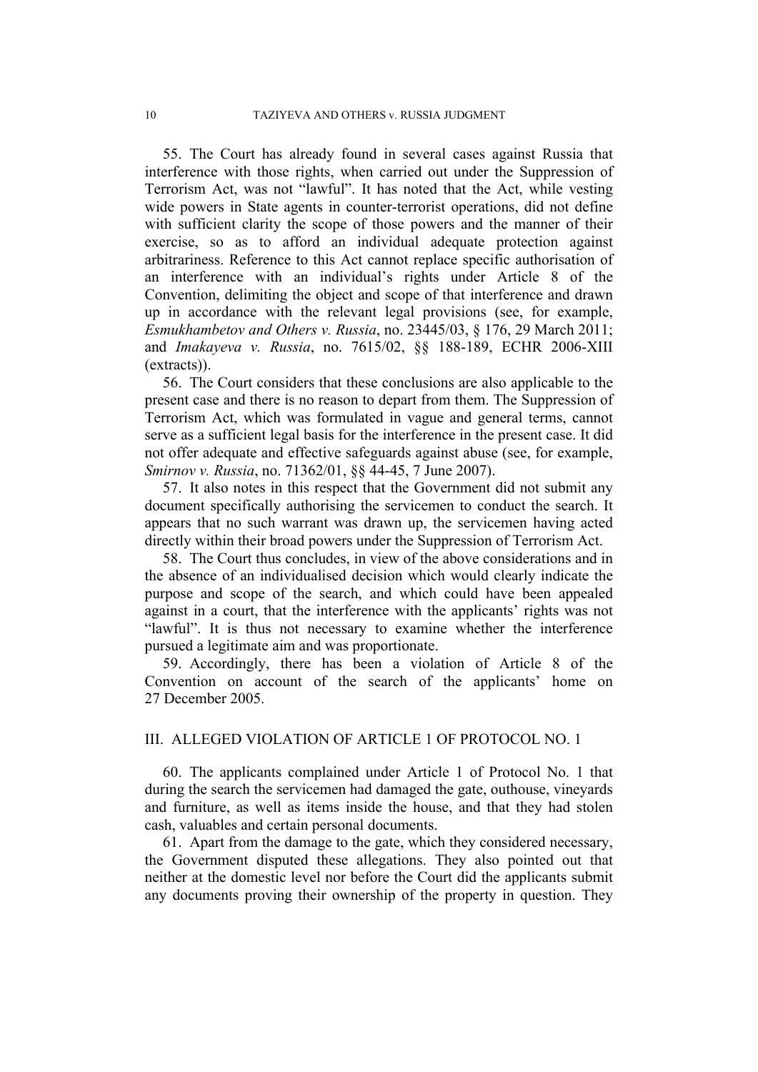55. The Court has already found in several cases against Russia that interference with those rights, when carried out under the Suppression of Terrorism Act, was not "lawful". It has noted that the Act, while vesting wide powers in State agents in counter-terrorist operations, did not define with sufficient clarity the scope of those powers and the manner of their exercise, so as to afford an individual adequate protection against arbitrariness. Reference to this Act cannot replace specific authorisation of an interference with an individual's rights under Article 8 of the Convention, delimiting the object and scope of that interference and drawn up in accordance with the relevant legal provisions (see, for example, *Esmukhambetov and Others v. Russia*, no. 23445/03, § 176, 29 March 2011; and *Imakayeva v. Russia*, no. 7615/02, §§ 188-189, ECHR 2006-XIII (extracts)).

56. The Court considers that these conclusions are also applicable to the present case and there is no reason to depart from them. The Suppression of Terrorism Act, which was formulated in vague and general terms, cannot serve as a sufficient legal basis for the interference in the present case. It did not offer adequate and effective safeguards against abuse (see, for example, *Smirnov v. Russia*, no. 71362/01, §§ 44-45, 7 June 2007).

57. It also notes in this respect that the Government did not submit any document specifically authorising the servicemen to conduct the search. It appears that no such warrant was drawn up, the servicemen having acted directly within their broad powers under the Suppression of Terrorism Act.

58. The Court thus concludes, in view of the above considerations and in the absence of an individualised decision which would clearly indicate the purpose and scope of the search, and which could have been appealed against in a court, that the interference with the applicants' rights was not "lawful". It is thus not necessary to examine whether the interference pursued a legitimate aim and was proportionate.

59. Accordingly, there has been a violation of Article 8 of the Convention on account of the search of the applicants' home on 27 December 2005.

## III. ALLEGED VIOLATION OF ARTICLE 1 OF PROTOCOL No. 1

60. The applicants complained under Article 1 of Protocol No. 1 that during the search the servicemen had damaged the gate, outhouse, vineyards and furniture, as well as items inside the house, and that they had stolen cash, valuables and certain personal documents.

61. Apart from the damage to the gate, which they considered necessary, the Government disputed these allegations. They also pointed out that neither at the domestic level nor before the Court did the applicants submit any documents proving their ownership of the property in question. They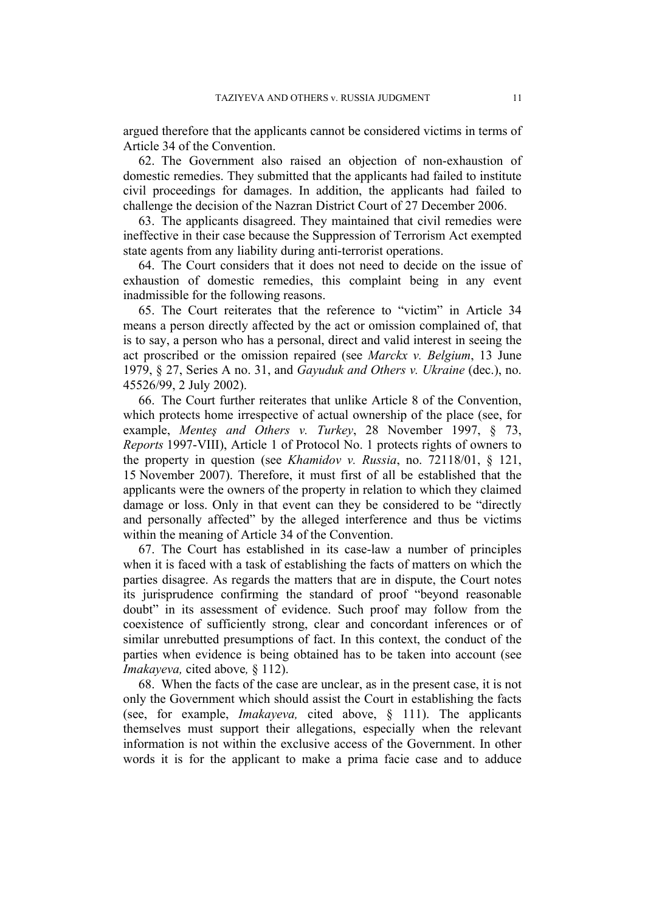argued therefore that the applicants cannot be considered victims in terms of Article 34 of the Convention.

62. The Government also raised an objection of non-exhaustion of domestic remedies. They submitted that the applicants had failed to institute civil proceedings for damages. In addition, the applicants had failed to challenge the decision of the Nazran District Court of 27 December 2006.

63. The applicants disagreed. They maintained that civil remedies were ineffective in their case because the Suppression of Terrorism Act exempted state agents from any liability during anti-terrorist operations.

64. The Court considers that it does not need to decide on the issue of exhaustion of domestic remedies, this complaint being in any event inadmissible for the following reasons.

65. The Court reiterates that the reference to "victim" in Article 34 means a person directly affected by the act or omission complained of, that is to say, a person who has a personal, direct and valid interest in seeing the act proscribed or the omission repaired (see *Marckx v. Belgium*, 13 June 1979, § 27, Series A no. 31, and *Gayuduk and Others v. Ukraine* (dec.), no. 45526/99, 2 July 2002).

66. The Court further reiterates that unlike Article 8 of the Convention, which protects home irrespective of actual ownership of the place (see, for example, *Menteş and Others v. Turkey*, 28 November 1997, § 73, *Reports* 1997-VIII), Article 1 of Protocol No. 1 protects rights of owners to the property in question (see *Khamidov v. Russia*, no. 72118/01, § 121, 15 November 2007). Therefore, it must first of all be established that the applicants were the owners of the property in relation to which they claimed damage or loss. Only in that event can they be considered to be "directly and personally affected" by the alleged interference and thus be victims within the meaning of Article 34 of the Convention.

67. The Court has established in its case-law a number of principles when it is faced with a task of establishing the facts of matters on which the parties disagree. As regards the matters that are in dispute, the Court notes its jurisprudence confirming the standard of proof "beyond reasonable doubt" in its assessment of evidence. Such proof may follow from the coexistence of sufficiently strong, clear and concordant inferences or of similar unrebutted presumptions of fact. In this context, the conduct of the parties when evidence is being obtained has to be taken into account (see *Imakayeva,* cited above*,* § 112).

68. When the facts of the case are unclear, as in the present case, it is not only the Government which should assist the Court in establishing the facts (see, for example, *Imakayeva,* cited above, § 111). The applicants themselves must support their allegations, especially when the relevant information is not within the exclusive access of the Government. In other words it is for the applicant to make a prima facie case and to adduce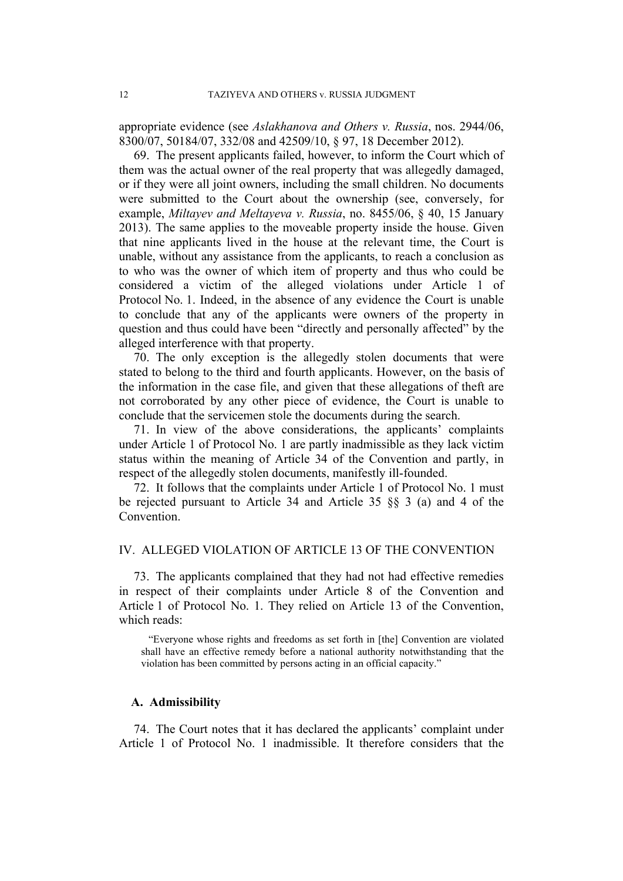appropriate evidence (see *Aslakhanova and Others v. Russia*, nos. 2944/06, 8300/07, 50184/07, 332/08 and 42509/10, § 97, 18 December 2012).

69. The present applicants failed, however, to inform the Court which of them was the actual owner of the real property that was allegedly damaged, or if they were all joint owners, including the small children. No documents were submitted to the Court about the ownership (see, conversely, for example, *Miltayev and Meltayeva v. Russia*, no. 8455/06, § 40, 15 January 2013). The same applies to the moveable property inside the house. Given that nine applicants lived in the house at the relevant time, the Court is unable, without any assistance from the applicants, to reach a conclusion as to who was the owner of which item of property and thus who could be considered a victim of the alleged violations under Article 1 of Protocol No. 1. Indeed, in the absence of any evidence the Court is unable to conclude that any of the applicants were owners of the property in question and thus could have been "directly and personally affected" by the alleged interference with that property.

70. The only exception is the allegedly stolen documents that were stated to belong to the third and fourth applicants. However, on the basis of the information in the case file, and given that these allegations of theft are not corroborated by any other piece of evidence, the Court is unable to conclude that the servicemen stole the documents during the search.

71. In view of the above considerations, the applicants' complaints under Article 1 of Protocol No. 1 are partly inadmissible as they lack victim status within the meaning of Article 34 of the Convention and partly, in respect of the allegedly stolen documents, manifestly ill-founded.

72. It follows that the complaints under Article 1 of Protocol No. 1 must be rejected pursuant to Article 34 and Article 35 §§ 3 (a) and 4 of the Convention.

## IV. ALLEGED VIOLATION OF ARTICLE 13 OF THE CONVENTION

73. The applicants complained that they had not had effective remedies in respect of their complaints under Article 8 of the Convention and Article 1 of Protocol No. 1. They relied on Article 13 of the Convention, which reads:

> "Everyone whose rights and freedoms as set forth in [the] Convention are violated shall have an effective remedy before a national authority notwithstanding that the violation has been committed by persons acting in an official capacity."

### A. Admissibility

74. The Court notes that it has declared the applicants' complaint under Article 1 of Protocol No. 1 inadmissible. It therefore considers that the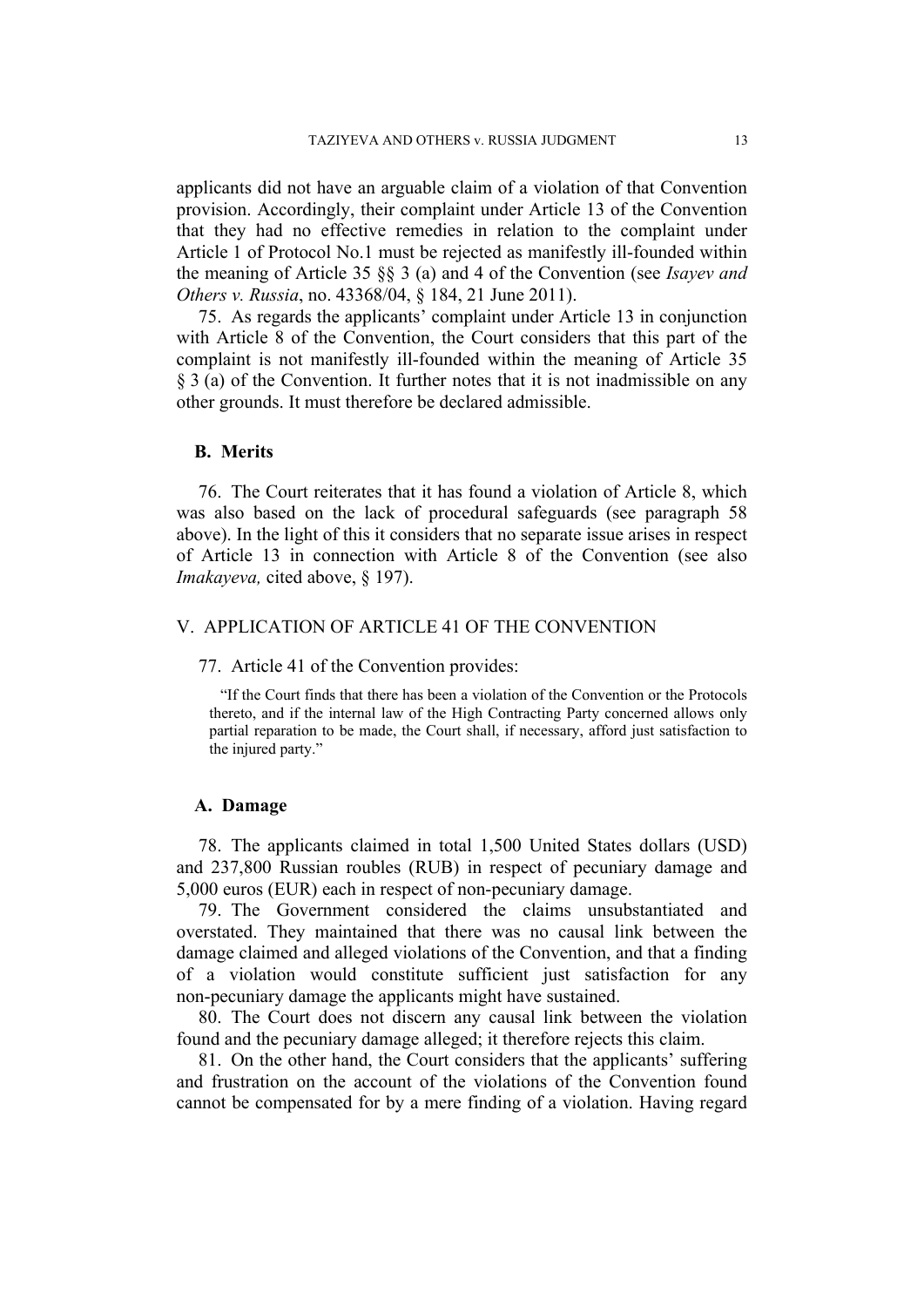applicants did not have an arguable claim of a violation of that Convention provision. Accordingly, their complaint under Article 13 of the Convention that they had no effective remedies in relation to the complaint under Article 1 of Protocol No.1 must be rejected as manifestly ill-founded within the meaning of Article 35 §§ 3 (a) and 4 of the Convention (see *Isayev and Others v. Russia*, no. 43368/04, § 184, 21 June 2011).

75. As regards the applicants' complaint under Article 13 in conjunction with Article 8 of the Convention, the Court considers that this part of the complaint is not manifestly ill-founded within the meaning of Article 35 § 3 (a) of the Convention. It further notes that it is not inadmissible on any other grounds. It must therefore be declared admissible.

### B. Merits

76. The Court reiterates that it has found a violation of Article 8, which was also based on the lack of procedural safeguards (see paragraph 58 above). In the light of this it considers that no separate issue arises in respect of Article 13 in connection with Article 8 of the Convention (see also *Imakayeva,* cited above, § 197).

## V. APPLICATION OF ARTICLE 41 OF THE CONVENTION

77. Article 41 of the Convention provides:

> "If the Court finds that there has been a violation of the Convention or the Protocols thereto, and if the internal law of the High Contracting Party concerned allows only partial reparation to be made, the Court shall, if necessary, afford just satisfaction to the injured party."

### A. Damage

78. The applicants claimed in total 1,500 United States dollars (USD) and 237,800 Russian roubles (RUB) in respect of pecuniary damage and 5,000 euros (EUR) each in respect of non-pecuniary damage.

79. The Government considered the claims unsubstantiated and overstated. They maintained that there was no causal link between the damage claimed and alleged violations of the Convention, and that a finding of a violation would constitute sufficient just satisfaction for any non-pecuniary damage the applicants might have sustained.

80. The Court does not discern any causal link between the violation found and the pecuniary damage alleged; it therefore rejects this claim.

81. On the other hand, the Court considers that the applicants' suffering and frustration on the account of the violations of the Convention found cannot be compensated for by a mere finding of a violation. Having regard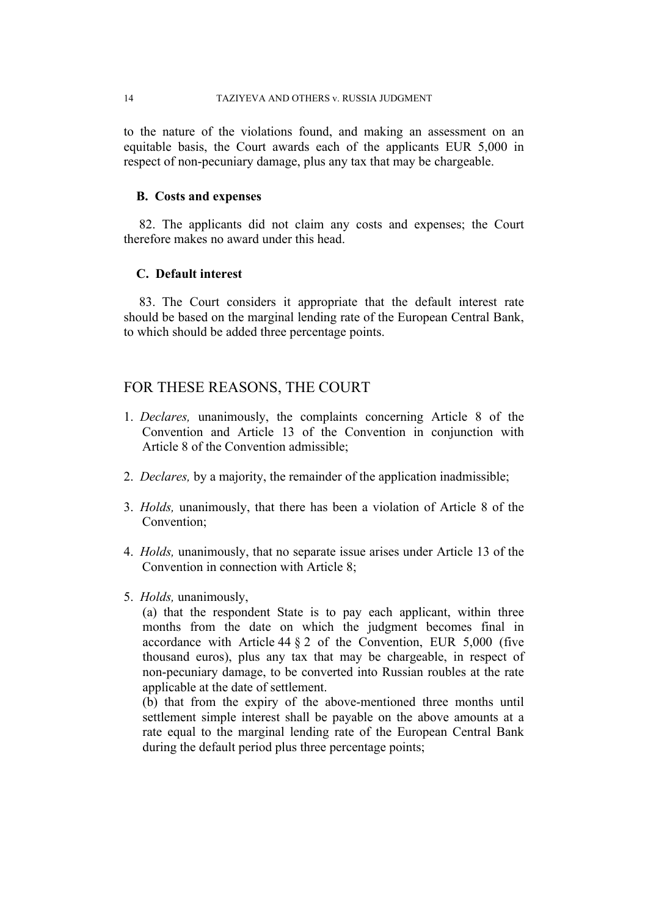to the nature of the violations found, and making an assessment on an equitable basis, the Court awards each of the applicants EUR 5,000 in respect of non-pecuniary damage, plus any tax that may be chargeable.

### B. Costs and expenses

82. The applicants did not claim any costs and expenses; the Court therefore makes no award under this head.

### C. Default interest

83. The Court considers it appropriate that the default interest rate should be based on the marginal lending rate of the European Central Bank, to which should be added three percentage points.

## FOR THESE REASONS, THE COURT

1. *Declares,* unanimously, the complaints concerning Article 8 of the Convention and Article 13 of the Convention in conjunction with Article 8 of the Convention admissible;

2. *Declares,* by a majority, the remainder of the application inadmissible;

3. *Holds,* unanimously, that there has been a violation of Article 8 of the Convention;

4. *Holds,* unanimously, that no separate issue arises under Article 13 of the Convention in connection with Article 8;

5. *Holds,* unanimously,

   (a) that the respondent State is to pay each applicant, within three months from the date on which the judgment becomes final in accordance with Article 44 § 2 of the Convention, EUR 5,000 (five thousand euros), plus any tax that may be chargeable, in respect of non-pecuniary damage, to be converted into Russian roubles at the rate applicable at the date of settlement.

   (b) that from the expiry of the above-mentioned three months until settlement simple interest shall be payable on the above amounts at a rate equal to the marginal lending rate of the European Central Bank during the default period plus three percentage points;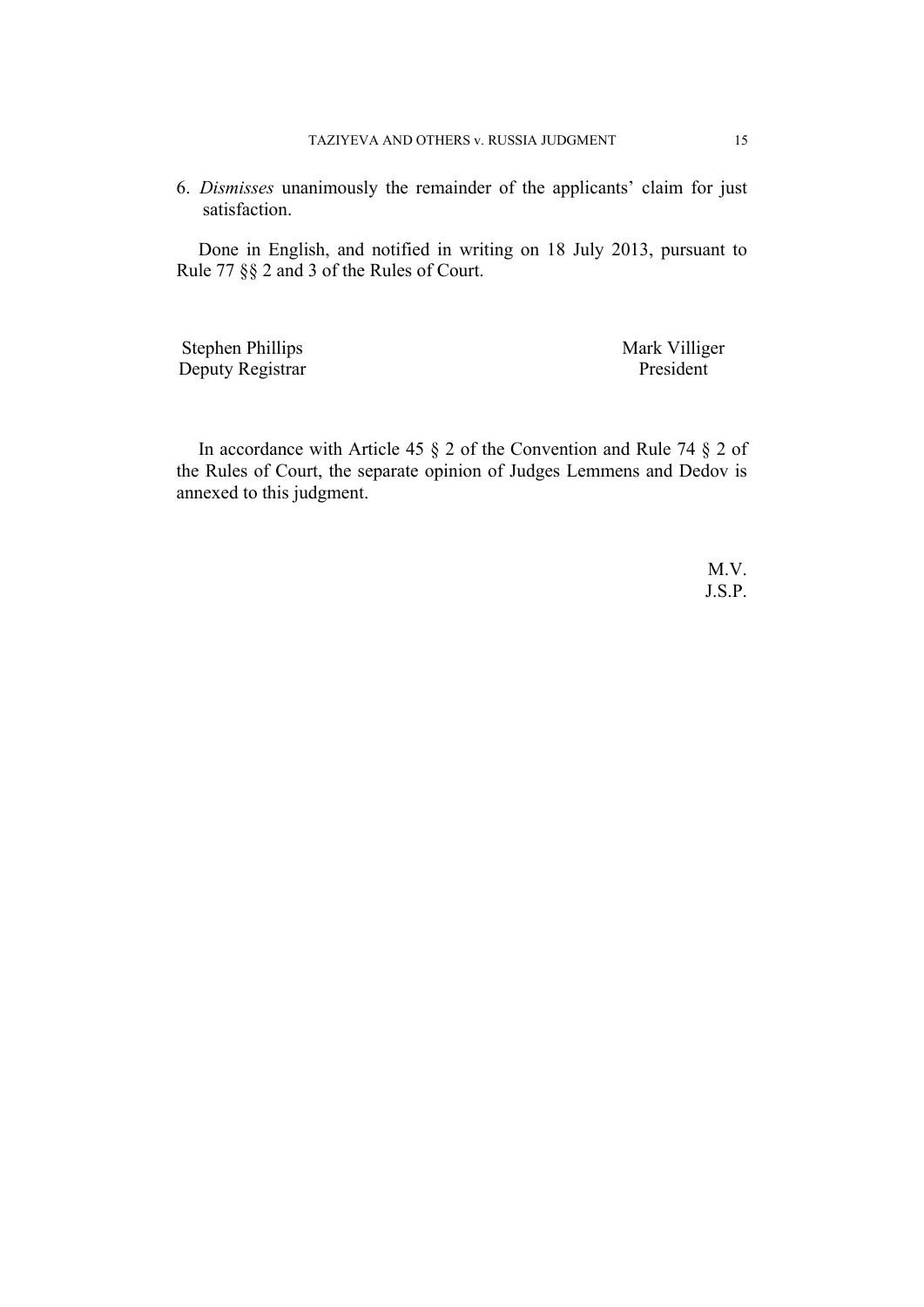6. *Dismisses* unanimously the remainder of the applicants' claim for just satisfaction.

Done in English, and notified in writing on 18 July 2013, pursuant to Rule 77 §§ 2 and 3 of the Rules of Court.

| Stephen Phillips | Mark Villiger |
|---|---|
| Deputy Registrar | President |

In accordance with Article 45 § 2 of the Convention and Rule 74 § 2 of the Rules of Court, the separate opinion of Judges Lemmens and Dedov is annexed to this judgment.

M.V.
J.S.P.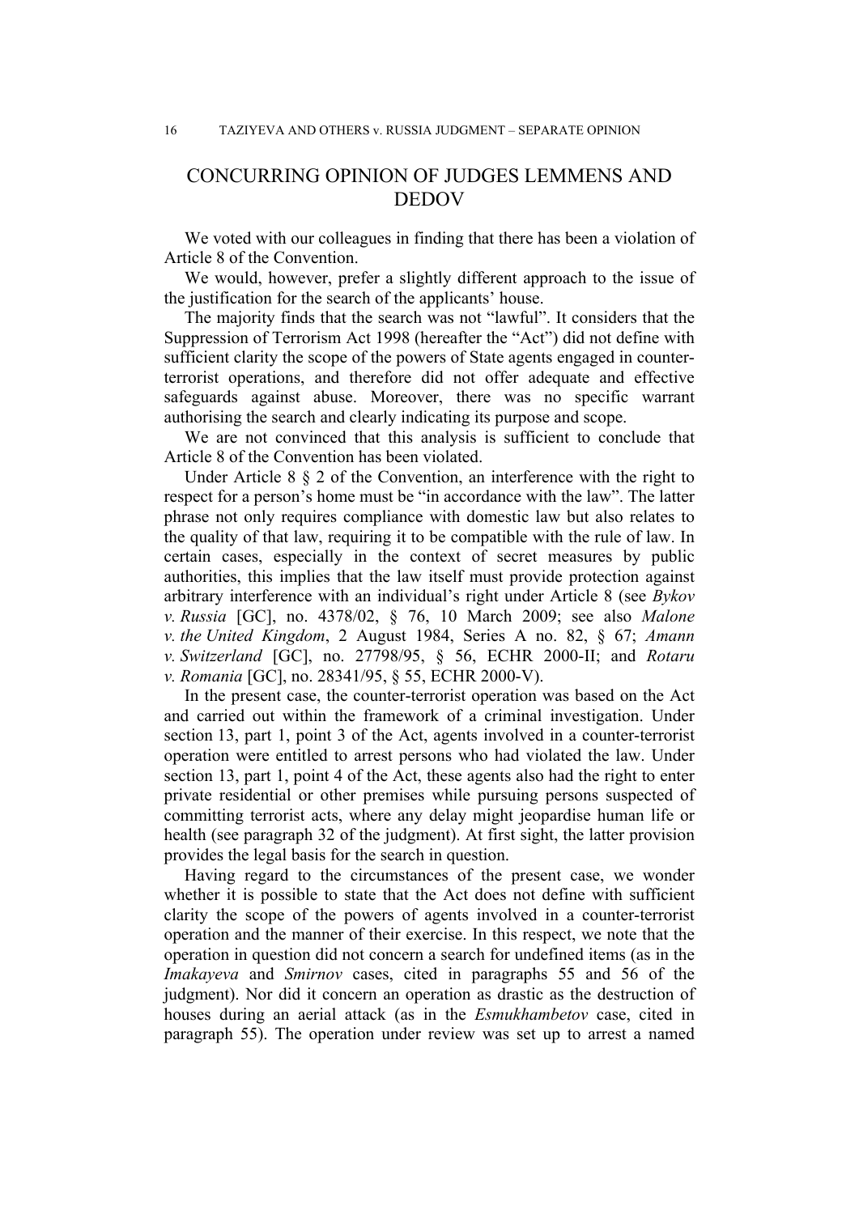# CONCURRING OPINION OF JUDGES LEMMENS AND DEDOV

We voted with our colleagues in finding that there has been a violation of Article 8 of the Convention.

We would, however, prefer a slightly different approach to the issue of the justification for the search of the applicants' house.

The majority finds that the search was not "lawful". It considers that the Suppression of Terrorism Act 1998 (hereafter the "Act") did not define with sufficient clarity the scope of the powers of State agents engaged in counter-terrorist operations, and therefore did not offer adequate and effective safeguards against abuse. Moreover, there was no specific warrant authorising the search and clearly indicating its purpose and scope.

We are not convinced that this analysis is sufficient to conclude that Article 8 of the Convention has been violated.

Under Article 8 § 2 of the Convention, an interference with the right to respect for a person's home must be "in accordance with the law". The latter phrase not only requires compliance with domestic law but also relates to the quality of that law, requiring it to be compatible with the rule of law. In certain cases, especially in the context of secret measures by public authorities, this implies that the law itself must provide protection against arbitrary interference with an individual's right under Article 8 (see *Bykov v. Russia* [GC], no. 4378/02, § 76, 10 March 2009; see also *Malone v. the United Kingdom*, 2 August 1984, Series A no. 82, § 67; *Amann v. Switzerland* [GC], no. 27798/95, § 56, ECHR 2000-II; and *Rotaru v. Romania* [GC], no. 28341/95, § 55, ECHR 2000-V).

In the present case, the counter-terrorist operation was based on the Act and carried out within the framework of a criminal investigation. Under section 13, part 1, point 3 of the Act, agents involved in a counter-terrorist operation were entitled to arrest persons who had violated the law. Under section 13, part 1, point 4 of the Act, these agents also had the right to enter private residential or other premises while pursuing persons suspected of committing terrorist acts, where any delay might jeopardise human life or health (see paragraph 32 of the judgment). At first sight, the latter provision provides the legal basis for the search in question.

Having regard to the circumstances of the present case, we wonder whether it is possible to state that the Act does not define with sufficient clarity the scope of the powers of agents involved in a counter-terrorist operation and the manner of their exercise. In this respect, we note that the operation in question did not concern a search for undefined items (as in the *Imakayeva* and *Smirnov* cases, cited in paragraphs 55 and 56 of the judgment). Nor did it concern an operation as drastic as the destruction of houses during an aerial attack (as in the *Esmukhambetov* case, cited in paragraph 55). The operation under review was set up to arrest a named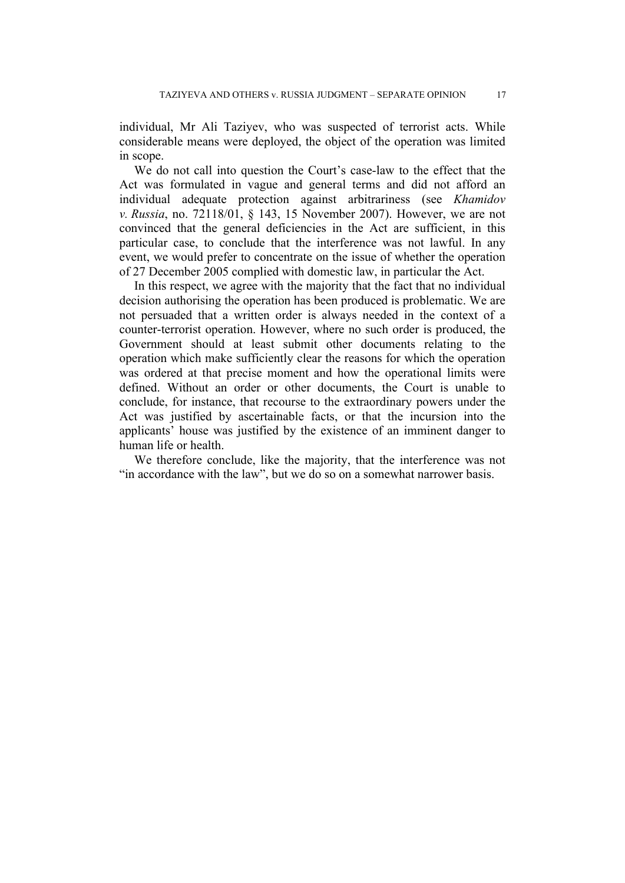individual, Mr Ali Taziyev, who was suspected of terrorist acts. While considerable means were deployed, the object of the operation was limited in scope.

We do not call into question the Court's case-law to the effect that the Act was formulated in vague and general terms and did not afford an individual adequate protection against arbitrariness (see *Khamidov v. Russia*, no. 72118/01, § 143, 15 November 2007). However, we are not convinced that the general deficiencies in the Act are sufficient, in this particular case, to conclude that the interference was not lawful. In any event, we would prefer to concentrate on the issue of whether the operation of 27 December 2005 complied with domestic law, in particular the Act.

In this respect, we agree with the majority that the fact that no individual decision authorising the operation has been produced is problematic. We are not persuaded that a written order is always needed in the context of a counter-terrorist operation. However, where no such order is produced, the Government should at least submit other documents relating to the operation which make sufficiently clear the reasons for which the operation was ordered at that precise moment and how the operational limits were defined. Without an order or other documents, the Court is unable to conclude, for instance, that recourse to the extraordinary powers under the Act was justified by ascertainable facts, or that the incursion into the applicants' house was justified by the existence of an imminent danger to human life or health.

We therefore conclude, like the majority, that the interference was not "in accordance with the law", but we do so on a somewhat narrower basis.